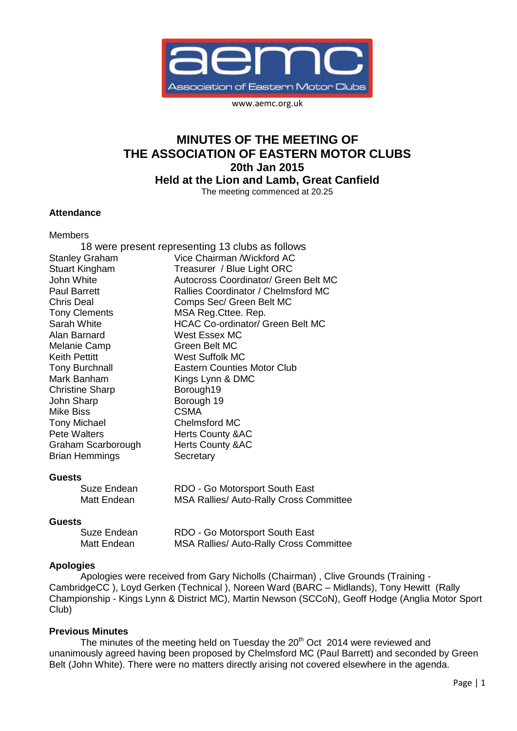aemc

Association of Eastern Motor Clubs

www.aemc.org.uk

# MINUTES OF THE MEETING OF THE ASSOCIATION OF EASTERN MOTOR CLUBS

## 20th Jan 2015

## Held at the Lion and Lamb, Great Canfield

The meeting commenced at 20.25

### Attendance

Members

18 were present representing 13 clubs as follows

| | |
|---|---|
| Stanley Graham | Vice Chairman /Wickford AC |
| Stuart Kingham | Treasurer / Blue Light ORC |
| John White | Autocross Coordinator/ Green Belt MC |
| Paul Barrett | Rallies Coordinator / Chelmsford MC |
| Chris Deal | Comps Sec/ Green Belt MC |
| Tony Clements | MSA Reg.Cttee. Rep. |
| Sarah White | HCAC Co-ordinator/ Green Belt MC |
| Alan Barnard | West Essex MC |
| Melanie Camp | Green Belt MC |
| Keith Pettitt | West Suffolk MC |
| Tony Burchnall | Eastern Counties Motor Club |
| Mark Banham | Kings Lynn & DMC |
| Christine Sharp | Borough19 |
| John Sharp | Borough 19 |
| Mike Biss | CSMA |
| Tony Michael | Chelmsford MC |
| Pete Walters | Herts County &AC |
| Graham Scarborough | Herts County &AC |
| Brian Hemmings | Secretary |

### Guests

| | |
|---|---|
| Suze Endean | RDO - Go Motorsport South East |
| Matt Endean | MSA Rallies/ Auto-Rally Cross Committee |

### Guests

| | |
|---|---|
| Suze Endean | RDO - Go Motorsport South East |
| Matt Endean | MSA Rallies/ Auto-Rally Cross Committee |

### Apologies

Apologies were received from Gary Nicholls (Chairman) , Clive Grounds (Training - CambridgeCC ), Loyd Gerken (Technical ), Noreen Ward (BARC – Midlands), Tony Hewitt (Rally Championship - Kings Lynn & District MC), Martin Newson (SCCoN), Geoff Hodge (Anglia Motor Sport Club)

### Previous Minutes

The minutes of the meeting held on Tuesday the 20th Oct 2014 were reviewed and unanimously agreed having been proposed by Chelmsford MC (Paul Barrett) and seconded by Green Belt (John White). There were no matters directly arising not covered elsewhere in the agenda.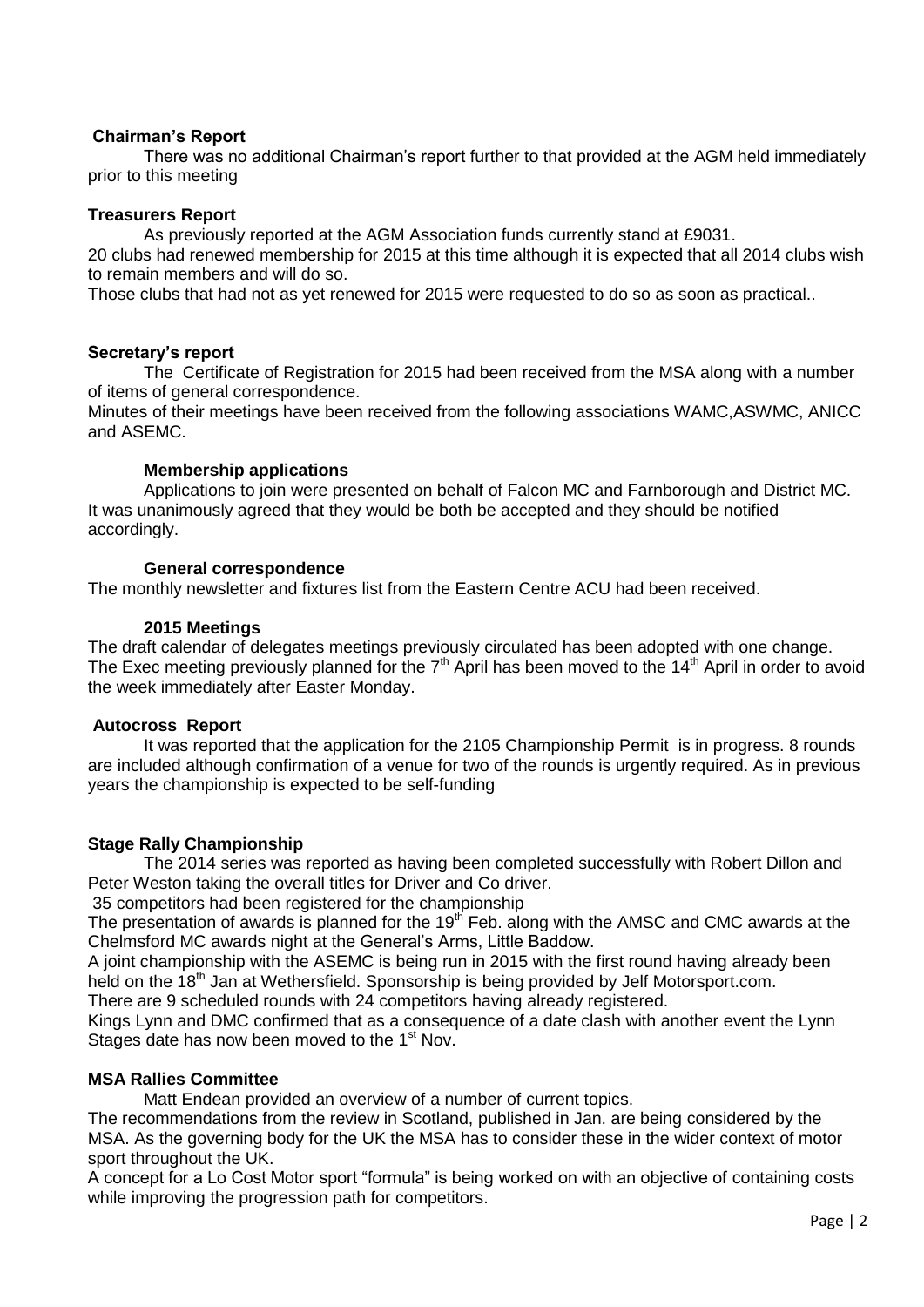**Chairman's Report**

There was no additional Chairman's report further to that provided at the AGM held immediately prior to this meeting

**Treasurers Report**

As previously reported at the AGM Association funds currently stand at £9031.
20 clubs had renewed membership for 2015 at this time although it is expected that all 2014 clubs wish to remain members and will do so.
Those clubs that had not as yet renewed for 2015 were requested to do so as soon as practical..

**Secretary's report**

The Certificate of Registration for 2015 had been received from the MSA along with a number of items of general correspondence.
Minutes of their meetings have been received from the following associations WAMC,ASWMC, ANICC and ASEMC.

**Membership applications**

Applications to join were presented on behalf of Falcon MC and Farnborough and District MC. It was unanimously agreed that they would be both be accepted and they should be notified accordingly.

**General correspondence**

The monthly newsletter and fixtures list from the Eastern Centre ACU had been received.

**2015 Meetings**

The draft calendar of delegates meetings previously circulated has been adopted with one change. The Exec meeting previously planned for the 7th April has been moved to the 14th April in order to avoid the week immediately after Easter Monday.

**Autocross Report**

It was reported that the application for the 2105 Championship Permit is in progress. 8 rounds are included although confirmation of a venue for two of the rounds is urgently required. As in previous years the championship is expected to be self-funding

**Stage Rally Championship**

The 2014 series was reported as having been completed successfully with Robert Dillon and Peter Weston taking the overall titles for Driver and Co driver.
35 competitors had been registered for the championship
The presentation of awards is planned for the 19th Feb. along with the AMSC and CMC awards at the Chelmsford MC awards night at the General's Arms, Little Baddow.
A joint championship with the ASEMC is being run in 2015 with the first round having already been held on the 18th Jan at Wethersfield. Sponsorship is being provided by Jelf Motorsport.com.
There are 9 scheduled rounds with 24 competitors having already registered.
Kings Lynn and DMC confirmed that as a consequence of a date clash with another event the Lynn Stages date has now been moved to the 1st Nov.

**MSA Rallies Committee**

Matt Endean provided an overview of a number of current topics.
The recommendations from the review in Scotland, published in Jan. are being considered by the MSA. As the governing body for the UK the MSA has to consider these in the wider context of motor sport throughout the UK.
A concept for a Lo Cost Motor sport "formula" is being worked on with an objective of containing costs while improving the progression path for competitors.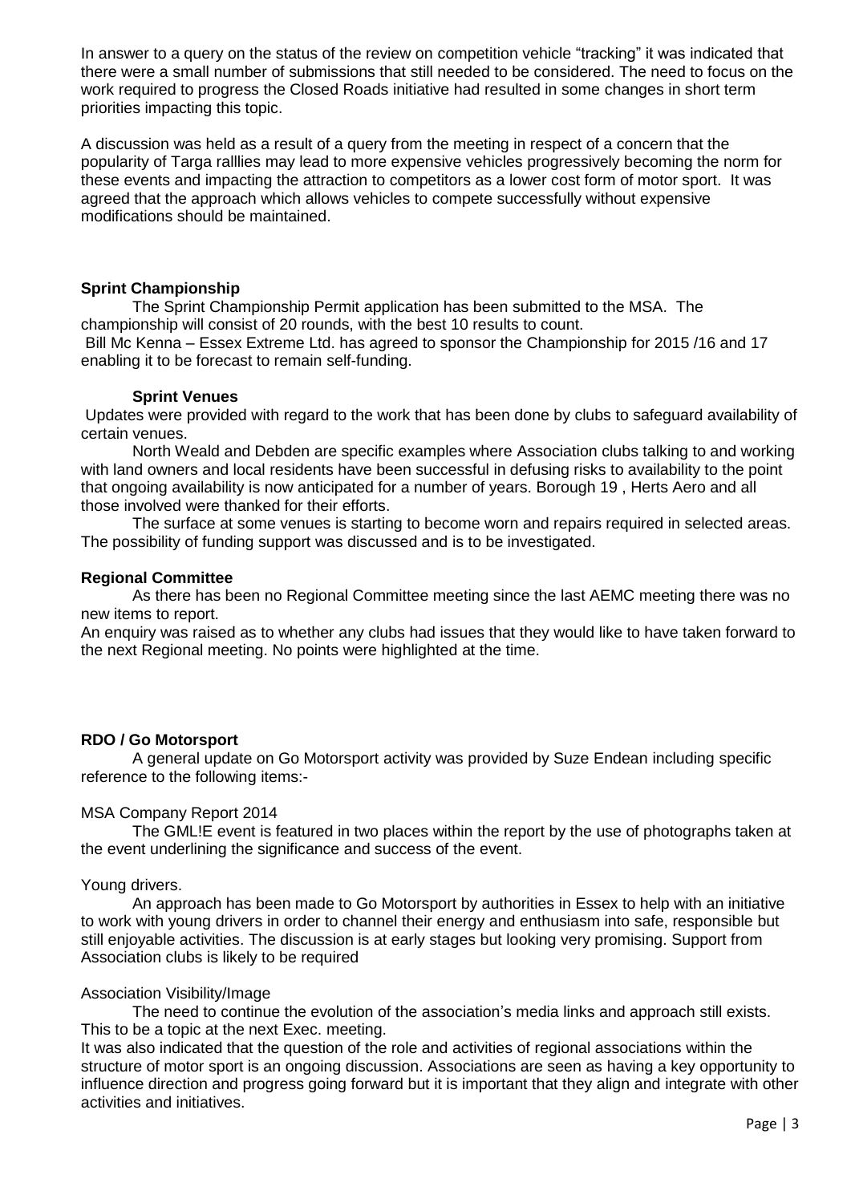In answer to a query on the status of the review on competition vehicle "tracking" it was indicated that there were a small number of submissions that still needed to be considered. The need to focus on the work required to progress the Closed Roads initiative had resulted in some changes in short term priorities impacting this topic.

A discussion was held as a result of a query from the meeting in respect of a concern that the popularity of Targa ralllies may lead to more expensive vehicles progressively becoming the norm for these events and impacting the attraction to competitors as a lower cost form of motor sport. It was agreed that the approach which allows vehicles to compete successfully without expensive modifications should be maintained.

**Sprint Championship**

The Sprint Championship Permit application has been submitted to the MSA. The championship will consist of 20 rounds, with the best 10 results to count.

Bill Mc Kenna – Essex Extreme Ltd. has agreed to sponsor the Championship for 2015 /16 and 17 enabling it to be forecast to remain self-funding.

**Sprint Venues**

Updates were provided with regard to the work that has been done by clubs to safeguard availability of certain venues.

North Weald and Debden are specific examples where Association clubs talking to and working with land owners and local residents have been successful in defusing risks to availability to the point that ongoing availability is now anticipated for a number of years. Borough 19 , Herts Aero and all those involved were thanked for their efforts.

The surface at some venues is starting to become worn and repairs required in selected areas. The possibility of funding support was discussed and is to be investigated.

**Regional Committee**

As there has been no Regional Committee meeting since the last AEMC meeting there was no new items to report.

An enquiry was raised as to whether any clubs had issues that they would like to have taken forward to the next Regional meeting. No points were highlighted at the time.

**RDO / Go Motorsport**

A general update on Go Motorsport activity was provided by Suze Endean including specific reference to the following items:-

MSA Company Report 2014

The GML!E event is featured in two places within the report by the use of photographs taken at the event underlining the significance and success of the event.

Young drivers.

An approach has been made to Go Motorsport by authorities in Essex to help with an initiative to work with young drivers in order to channel their energy and enthusiasm into safe, responsible but still enjoyable activities. The discussion is at early stages but looking very promising. Support from Association clubs is likely to be required

Association Visibility/Image

The need to continue the evolution of the association's media links and approach still exists. This to be a topic at the next Exec. meeting.

It was also indicated that the question of the role and activities of regional associations within the structure of motor sport is an ongoing discussion. Associations are seen as having a key opportunity to influence direction and progress going forward but it is important that they align and integrate with other activities and initiatives.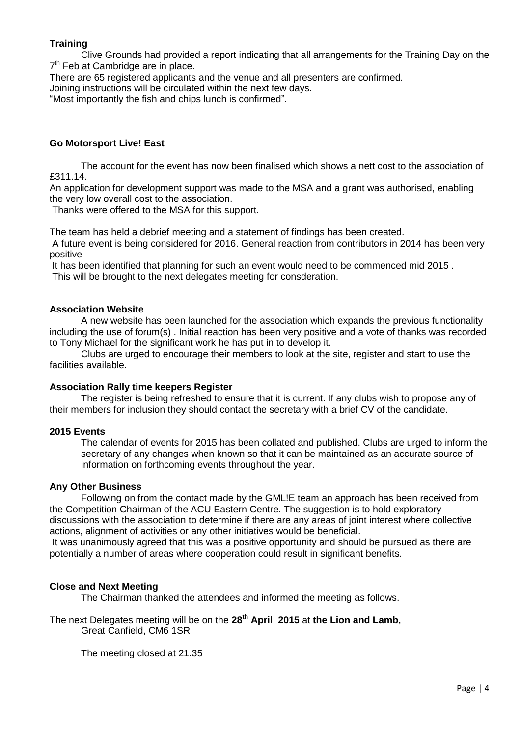**Training**

Clive Grounds had provided a report indicating that all arrangements for the Training Day on the 7th Feb at Cambridge are in place.

There are 65 registered applicants and the venue and all presenters are confirmed.

Joining instructions will be circulated within the next few days.

"Most importantly the fish and chips lunch is confirmed".

**Go Motorsport Live! East**

The account for the event has now been finalised which shows a nett cost to the association of £311.14.

An application for development support was made to the MSA and a grant was authorised, enabling the very low overall cost to the association.

Thanks were offered to the MSA for this support.

The team has held a debrief meeting and a statement of findings has been created.

A future event is being considered for 2016. General reaction from contributors in 2014 has been very positive

It has been identified that planning for such an event would need to be commenced mid 2015 .

This will be brought to the next delegates meeting for consderation.

**Association Website**

A new website has been launched for the association which expands the previous functionality including the use of forum(s) . Initial reaction has been very positive and a vote of thanks was recorded to Tony Michael for the significant work he has put in to develop it.

Clubs are urged to encourage their members to look at the site, register and start to use the facilities available.

**Association Rally time keepers Register**

The register is being refreshed to ensure that it is current. If any clubs wish to propose any of their members for inclusion they should contact the secretary with a brief CV of the candidate.

**2015 Events**

The calendar of events for 2015 has been collated and published. Clubs are urged to inform the secretary of any changes when known so that it can be maintained as an accurate source of information on forthcoming events throughout the year.

**Any Other Business**

Following on from the contact made by the GML!E team an approach has been received from the Competition Chairman of the ACU Eastern Centre. The suggestion is to hold exploratory discussions with the association to determine if there are any areas of joint interest where collective actions, alignment of activities or any other initiatives would be beneficial.

It was unanimously agreed that this was a positive opportunity and should be pursued as there are potentially a number of areas where cooperation could result in significant benefits.

**Close and Next Meeting**

The Chairman thanked the attendees and informed the meeting as follows.

The next Delegates meeting will be on the **28th April 2015** at **the Lion and Lamb,**
Great Canfield, CM6 1SR

The meeting closed at 21.35